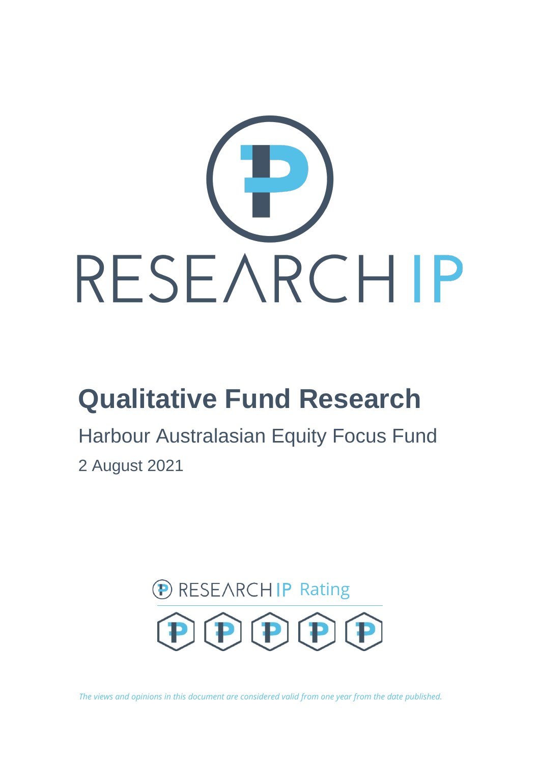# RESEARCH IP

# Qualitative Fund Research

## Harbour Australasian Equity Focus Fund

2 August 2021

RESEARCH IP Rating

*The views and opinions in this document are considered valid from one year from the date published.*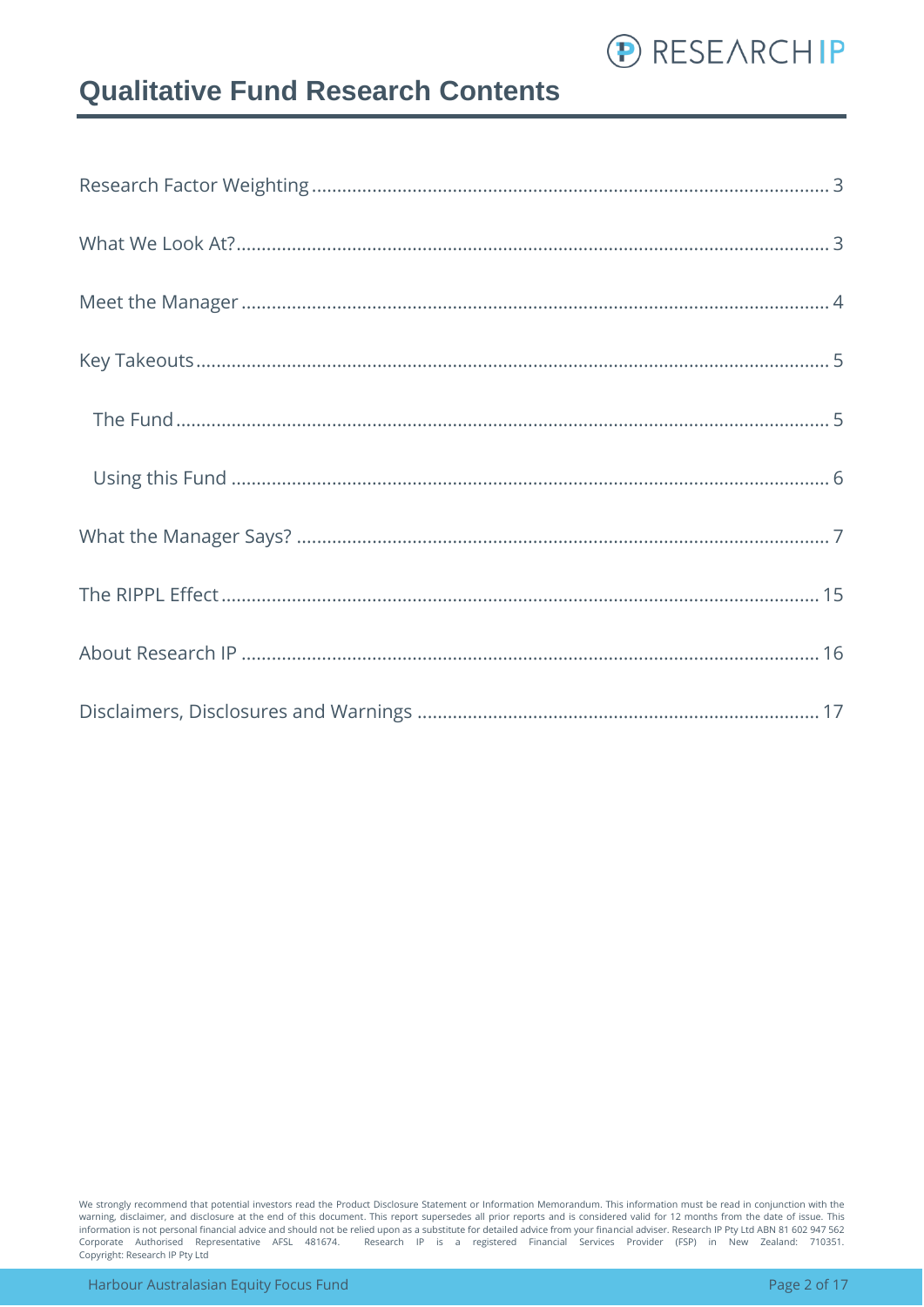# Qualitative Fund Research Contents

- Research Factor Weighting ... 3
- What We Look At? ... 3
- Meet the Manager ... 4
- Key Takeouts ... 5
  - The Fund ... 5
  - Using this Fund ... 6
- What the Manager Says? ... 7
- The RIPPL Effect ... 15
- About Research IP ... 16
- Disclaimers, Disclosures and Warnings ... 17

We strongly recommend that potential investors read the Product Disclosure Statement or Information Memorandum. This information must be read in conjunction with the warning, disclaimer, and disclosure at the end of this document. This report supersedes all prior reports and is considered valid for 12 months from the date of issue. This information is not personal financial advice and should not be relied upon as a substitute for detailed advice from your financial adviser. Research IP Pty Ltd ABN 81 602 947 562 Corporate Authorised Representative AFSL 481674. Research IP is a registered Financial Services Provider (FSP) in New Zealand: 710351. Copyright: Research IP Pty Ltd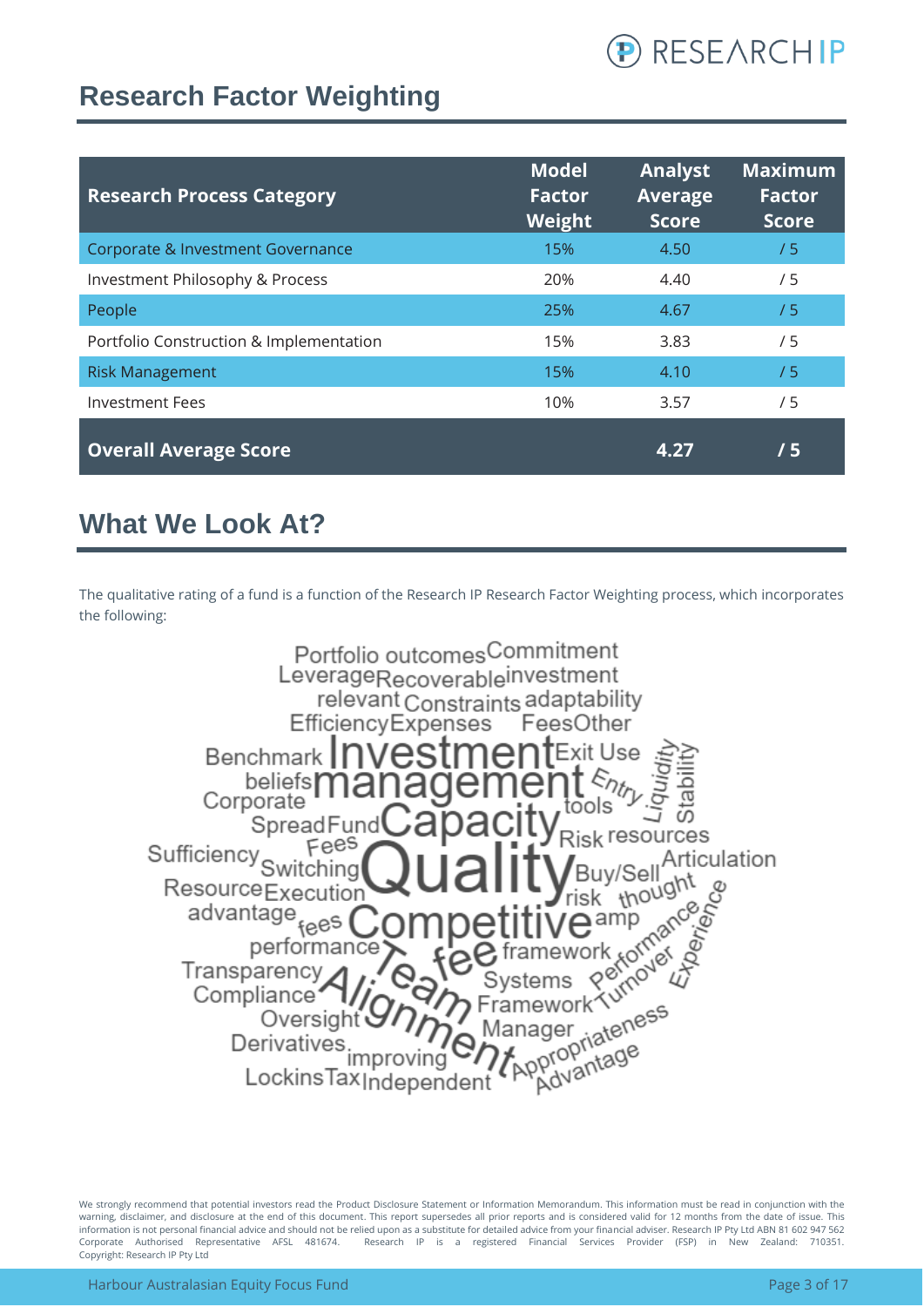# Research Factor Weighting

| Research Process Category | Model Factor Weight | Analyst Average Score | Maximum Factor Score |
|---|---|---|---|
| Corporate & Investment Governance | 15% | 4.50 | / 5 |
| Investment Philosophy & Process | 20% | 4.40 | / 5 |
| People | 25% | 4.67 | / 5 |
| Portfolio Construction & Implementation | 15% | 3.83 | / 5 |
| Risk Management | 15% | 4.10 | / 5 |
| Investment Fees | 10% | 3.57 | / 5 |
| **Overall Average Score** | | **4.27** | **/ 5** |

# What We Look At?

The qualitative rating of a fund is a function of the Research IP Research Factor Weighting process, which incorporates the following: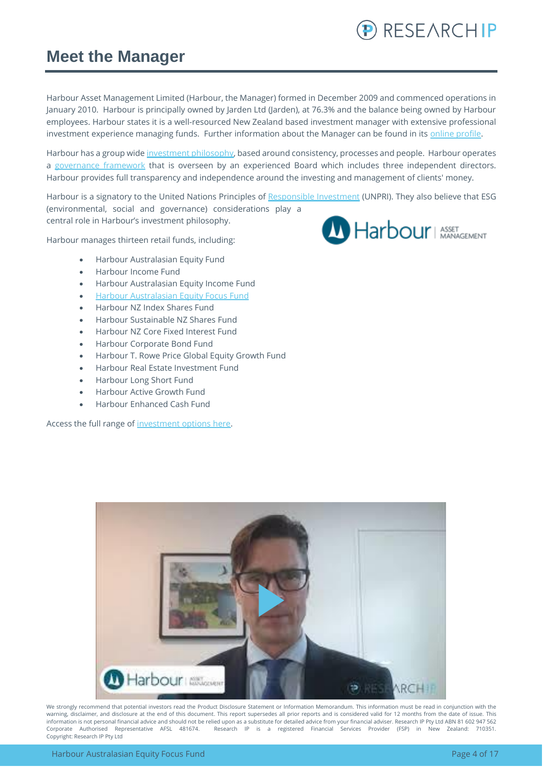# Meet the Manager

Harbour Asset Management Limited (Harbour, the Manager) formed in December 2009 and commenced operations in January 2010. Harbour is principally owned by Jarden Ltd (Jarden), at 76.3% and the balance being owned by Harbour employees. Harbour states it is a well-resourced New Zealand based investment manager with extensive professional investment experience managing funds. Further information about the Manager can be found in its online profile.

Harbour has a group wide investment philosophy, based around consistency, processes and people. Harbour operates a governance framework that is overseen by an experienced Board which includes three independent directors. Harbour provides full transparency and independence around the investing and management of clients' money.

Harbour is a signatory to the United Nations Principles of Responsible Investment (UNPRI). They also believe that ESG (environmental, social and governance) considerations play a central role in Harbour's investment philosophy.

Harbour manages thirteen retail funds, including:

- Harbour Australasian Equity Fund
- Harbour Income Fund
- Harbour Australasian Equity Income Fund
- Harbour Australasian Equity Focus Fund
- Harbour NZ Index Shares Fund
- Harbour Sustainable NZ Shares Fund
- Harbour NZ Core Fixed Interest Fund
- Harbour Corporate Bond Fund
- Harbour T. Rowe Price Global Equity Growth Fund
- Harbour Real Estate Investment Fund
- Harbour Long Short Fund
- Harbour Active Growth Fund
- Harbour Enhanced Cash Fund

Access the full range of investment options here.

We strongly recommend that potential investors read the Product Disclosure Statement or Information Memorandum. This information must be read in conjunction with the warning, disclaimer, and disclosure at the end of this document. This report supersedes all prior reports and is considered valid for 12 months from the date of issue. This information is not personal financial advice and should not be relied upon as a substitute for detailed advice from your financial adviser. Research IP Pty Ltd ABN 81 602 947 562 Corporate Authorised Representative AFSL 481674. Research IP is a registered Financial Services Provider (FSP) in New Zealand: 710351. Copyright: Research IP Pty Ltd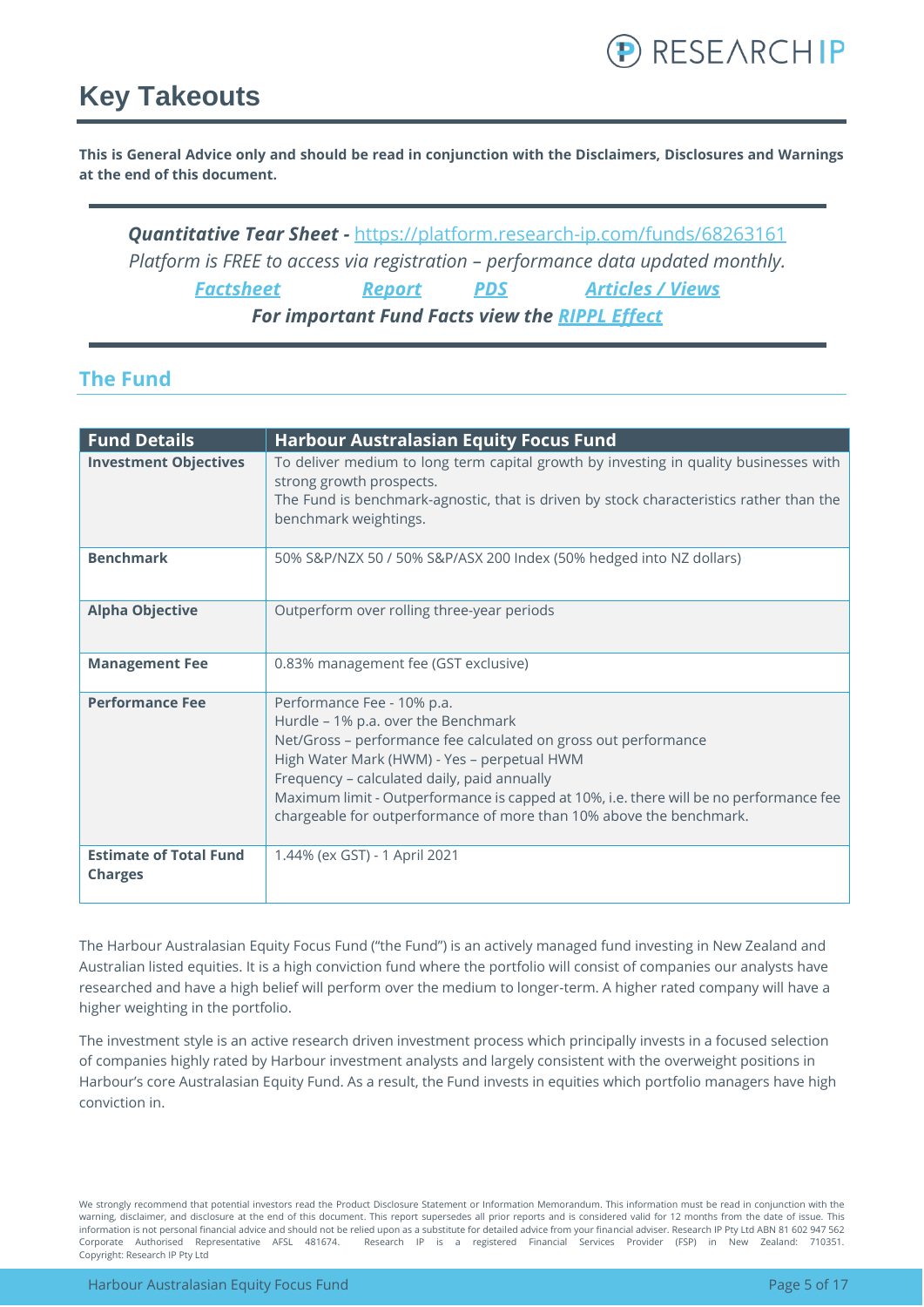# Key Takeouts

**This is General Advice only and should be read in conjunction with the Disclaimers, Disclosures and Warnings at the end of this document.**

***Quantitative Tear Sheet -*** *https://platform.research-ip.com/funds/68263161*
*Platform is FREE to access via registration – performance data updated monthly.*
***Factsheet*** ***Report*** ***PDS*** ***Articles / Views***
***For important Fund Facts view the RIPPL Effect***

## The Fund

| Fund Details | Harbour Australasian Equity Focus Fund |
|---|---|
| **Investment Objectives** | To deliver medium to long term capital growth by investing in quality businesses with strong growth prospects.<br>The Fund is benchmark-agnostic, that is driven by stock characteristics rather than the benchmark weightings. |
| **Benchmark** | 50% S&P/NZX 50 / 50% S&P/ASX 200 Index (50% hedged into NZ dollars) |
| **Alpha Objective** | Outperform over rolling three-year periods |
| **Management Fee** | 0.83% management fee (GST exclusive) |
| **Performance Fee** | Performance Fee - 10% p.a.<br>Hurdle – 1% p.a. over the Benchmark<br>Net/Gross – performance fee calculated on gross out performance<br>High Water Mark (HWM) - Yes – perpetual HWM<br>Frequency – calculated daily, paid annually<br>Maximum limit - Outperformance is capped at 10%, i.e. there will be no performance fee chargeable for outperformance of more than 10% above the benchmark. |
| **Estimate of Total Fund Charges** | 1.44% (ex GST) - 1 April 2021 |

The Harbour Australasian Equity Focus Fund ("the Fund") is an actively managed fund investing in New Zealand and Australian listed equities. It is a high conviction fund where the portfolio will consist of companies our analysts have researched and have a high belief will perform over the medium to longer-term. A higher rated company will have a higher weighting in the portfolio.

The investment style is an active research driven investment process which principally invests in a focused selection of companies highly rated by Harbour investment analysts and largely consistent with the overweight positions in Harbour's core Australasian Equity Fund. As a result, the Fund invests in equities which portfolio managers have high conviction in.

We strongly recommend that potential investors read the Product Disclosure Statement or Information Memorandum. This information must be read in conjunction with the warning, disclaimer, and disclosure at the end of this document. This report supersedes all prior reports and is considered valid for 12 months from the date of issue. This information is not personal financial advice and should not be relied upon as a substitute for detailed advice from your financial adviser. Research IP Pty Ltd ABN 81 602 947 562 Corporate Authorised Representative AFSL 481674. Research IP is a registered Financial Services Provider (FSP) in New Zealand: 710351. Copyright: Research IP Pty Ltd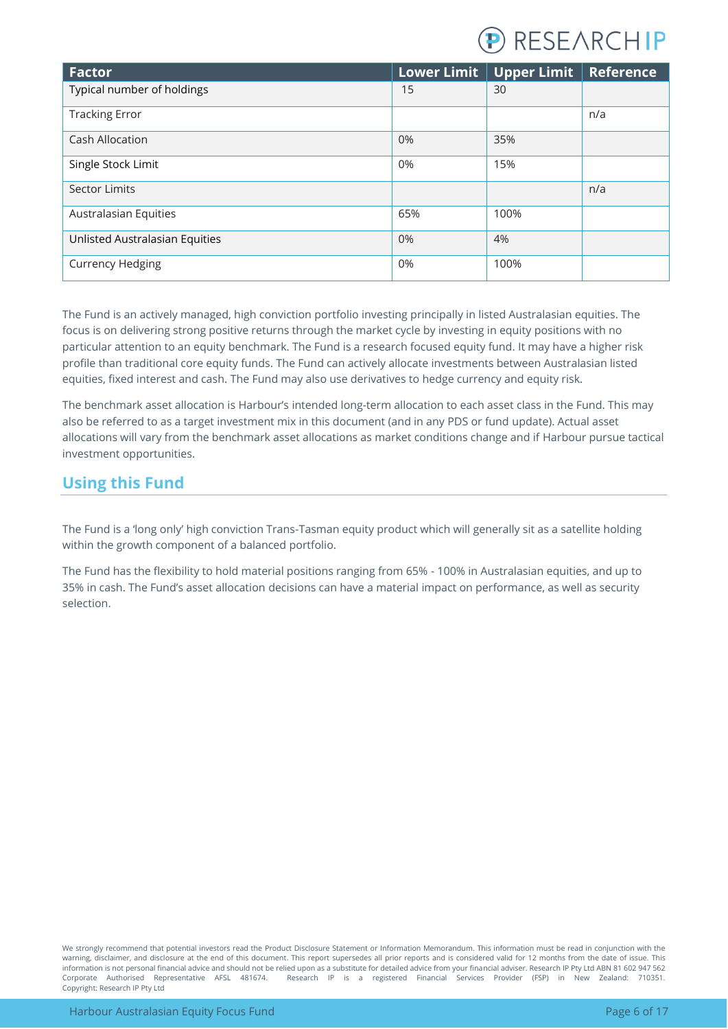| Factor | Lower Limit | Upper Limit | Reference |
| --- | --- | --- | --- |
| Typical number of holdings | 15 | 30 | |
| Tracking Error | | | n/a |
| Cash Allocation | 0% | 35% | |
| Single Stock Limit | 0% | 15% | |
| Sector Limits | | | n/a |
| Australasian Equities | 65% | 100% | |
| Unlisted Australasian Equities | 0% | 4% | |
| Currency Hedging | 0% | 100% | |

The Fund is an actively managed, high conviction portfolio investing principally in listed Australasian equities. The focus is on delivering strong positive returns through the market cycle by investing in equity positions with no particular attention to an equity benchmark. The Fund is a research focused equity fund. It may have a higher risk profile than traditional core equity funds. The Fund can actively allocate investments between Australasian listed equities, fixed interest and cash. The Fund may also use derivatives to hedge currency and equity risk.

The benchmark asset allocation is Harbour's intended long-term allocation to each asset class in the Fund. This may also be referred to as a target investment mix in this document (and in any PDS or fund update). Actual asset allocations will vary from the benchmark asset allocations as market conditions change and if Harbour pursue tactical investment opportunities.

## Using this Fund

The Fund is a 'long only' high conviction Trans-Tasman equity product which will generally sit as a satellite holding within the growth component of a balanced portfolio.

The Fund has the flexibility to hold material positions ranging from 65% - 100% in Australasian equities, and up to 35% in cash. The Fund's asset allocation decisions can have a material impact on performance, as well as security selection.

We strongly recommend that potential investors read the Product Disclosure Statement or Information Memorandum. This information must be read in conjunction with the warning, disclaimer, and disclosure at the end of this document. This report supersedes all prior reports and is considered valid for 12 months from the date of issue. This information is not personal financial advice and should not be relied upon as a substitute for detailed advice from your financial adviser. Research IP Pty Ltd ABN 81 602 947 562 Corporate Authorised Representative AFSL 481674. Research IP is a registered Financial Services Provider (FSP) in New Zealand: 710351. Copyright: Research IP Pty Ltd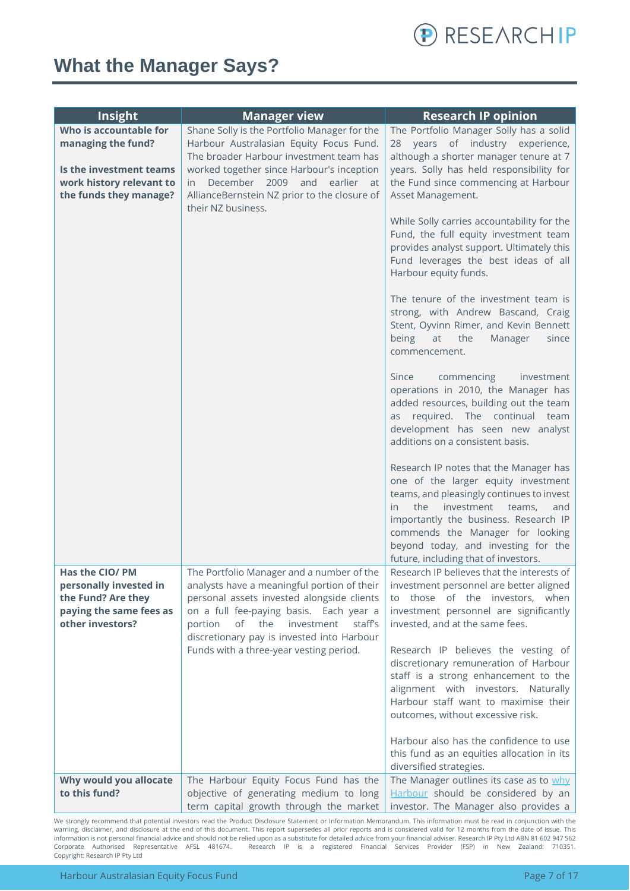# What the Manager Says?

| Insight | Manager view | Research IP opinion |
|---|---|---|
| **Who is accountable for managing the fund?**<br><br>**Is the investment teams work history relevant to the funds they manage?** | Shane Solly is the Portfolio Manager for the Harbour Australasian Equity Focus Fund. The broader Harbour investment team has worked together since Harbour's inception in December 2009 and earlier at AllianceBernstein NZ prior to the closure of their NZ business. | The Portfolio Manager Solly has a solid 28 years of industry experience, although a shorter manager tenure at 7 years. Solly has held responsibility for the Fund since commencing at Harbour Asset Management.<br><br>While Solly carries accountability for the Fund, the full equity investment team provides analyst support. Ultimately this Fund leverages the best ideas of all Harbour equity funds.<br><br>The tenure of the investment team is strong, with Andrew Bascand, Craig Stent, Oyvinn Rimer, and Kevin Bennett being at the Manager since commencement.<br><br>Since commencing investment operations in 2010, the Manager has added resources, building out the team as required. The continual team development has seen new analyst additions on a consistent basis.<br><br>Research IP notes that the Manager has one of the larger equity investment teams, and pleasingly continues to invest in the investment teams, and importantly the business. Research IP commends the Manager for looking beyond today, and investing for the future, including that of investors. |
| **Has the CIO/ PM personally invested in the Fund? Are they paying the same fees as other investors?** | The Portfolio Manager and a number of the analysts have a meaningful portion of their personal assets invested alongside clients on a full fee-paying basis. Each year a portion of the investment staff's discretionary pay is invested into Harbour Funds with a three-year vesting period. | Research IP believes that the interests of investment personnel are better aligned to those of the investors, when investment personnel are significantly invested, and at the same fees.<br><br>Research IP believes the vesting of discretionary remuneration of Harbour staff is a strong enhancement to the alignment with investors. Naturally Harbour staff want to maximise their outcomes, without excessive risk.<br><br>Harbour also has the confidence to use this fund as an equities allocation in its diversified strategies. |
| **Why would you allocate to this fund?** | The Harbour Equity Focus Fund has the objective of generating medium to long term capital growth through the market | The Manager outlines its case as to why Harbour should be considered by an investor. The Manager also provides a |

We strongly recommend that potential investors read the Product Disclosure Statement or Information Memorandum. This information must be read in conjunction with the warning, disclaimer, and disclosure at the end of this document. This report supersedes all prior reports and is considered valid for 12 months from the date of issue. This information is not personal financial advice and should not be relied upon as a substitute for detailed advice from your financial adviser. Research IP Pty Ltd ABN 81 602 947 562 Corporate Authorised Representative AFSL 481674. Research IP is a registered Financial Services Provider (FSP) in New Zealand: 710351. Copyright: Research IP Pty Ltd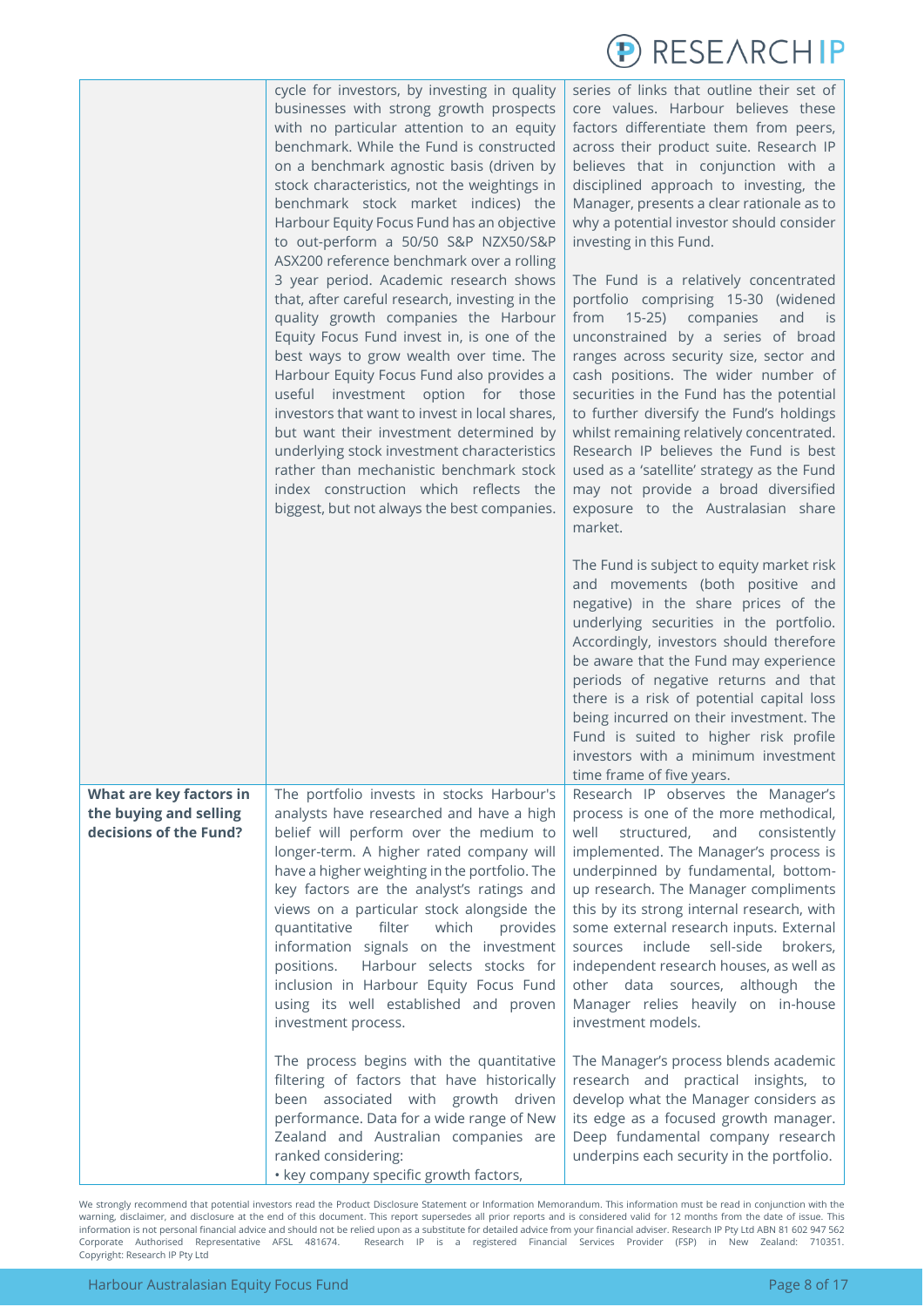| | | |
|---|---|---|
| | cycle for investors, by investing in quality businesses with strong growth prospects with no particular attention to an equity benchmark. While the Fund is constructed on a benchmark agnostic basis (driven by stock characteristics, not the weightings in benchmark stock market indices) the Harbour Equity Focus Fund has an objective to out-perform a 50/50 S&P NZX50/S&P ASX200 reference benchmark over a rolling 3 year period. Academic research shows that, after careful research, investing in the quality growth companies the Harbour Equity Focus Fund invest in, is one of the best ways to grow wealth over time. The Harbour Equity Focus Fund also provides a useful investment option for those investors that want to invest in local shares, but want their investment determined by underlying stock investment characteristics rather than mechanistic benchmark stock index construction which reflects the biggest, but not always the best companies. | series of links that outline their set of core values. Harbour believes these factors differentiate them from peers, across their product suite. Research IP believes that in conjunction with a disciplined approach to investing, the Manager, presents a clear rationale as to why a potential investor should consider investing in this Fund.<br><br>The Fund is a relatively concentrated portfolio comprising 15-30 (widened from 15-25) companies and is unconstrained by a series of broad ranges across security size, sector and cash positions. The wider number of securities in the Fund has the potential to further diversify the Fund's holdings whilst remaining relatively concentrated. Research IP believes the Fund is best used as a 'satellite' strategy as the Fund may not provide a broad diversified exposure to the Australasian share market.<br><br>The Fund is subject to equity market risk and movements (both positive and negative) in the share prices of the underlying securities in the portfolio. Accordingly, investors should therefore be aware that the Fund may experience periods of negative returns and that there is a risk of potential capital loss being incurred on their investment. The Fund is suited to higher risk profile investors with a minimum investment time frame of five years. |
| **What are key factors in the buying and selling decisions of the Fund?** | The portfolio invests in stocks Harbour's analysts have researched and have a high belief will perform over the medium to longer-term. A higher rated company will have a higher weighting in the portfolio. The key factors are the analyst's ratings and views on a particular stock alongside the quantitative filter which provides information signals on the investment positions. Harbour selects stocks for inclusion in Harbour Equity Focus Fund using its well established and proven investment process.<br><br>The process begins with the quantitative filtering of factors that have historically been associated with growth driven performance. Data for a wide range of New Zealand and Australian companies are ranked considering:<br>• key company specific growth factors, | Research IP observes the Manager's process is one of the more methodical, well structured, and consistently implemented. The Manager's process is underpinned by fundamental, bottom-up research. The Manager compliments this by its strong internal research, with some external research inputs. External sources include sell-side brokers, independent research houses, as well as other data sources, although the Manager relies heavily on in-house investment models.<br><br>The Manager's process blends academic research and practical insights, to develop what the Manager considers as its edge as a focused growth manager. Deep fundamental company research underpins each security in the portfolio. |

We strongly recommend that potential investors read the Product Disclosure Statement or Information Memorandum. This information must be read in conjunction with the warning, disclaimer, and disclosure at the end of this document. This report supersedes all prior reports and is considered valid for 12 months from the date of issue. This information is not personal financial advice and should not be relied upon as a substitute for detailed advice from your financial adviser. Research IP Pty Ltd ABN 81 602 947 562 Corporate Authorised Representative AFSL 481674. Research IP is a registered Financial Services Provider (FSP) in New Zealand: 710351. Copyright: Research IP Pty Ltd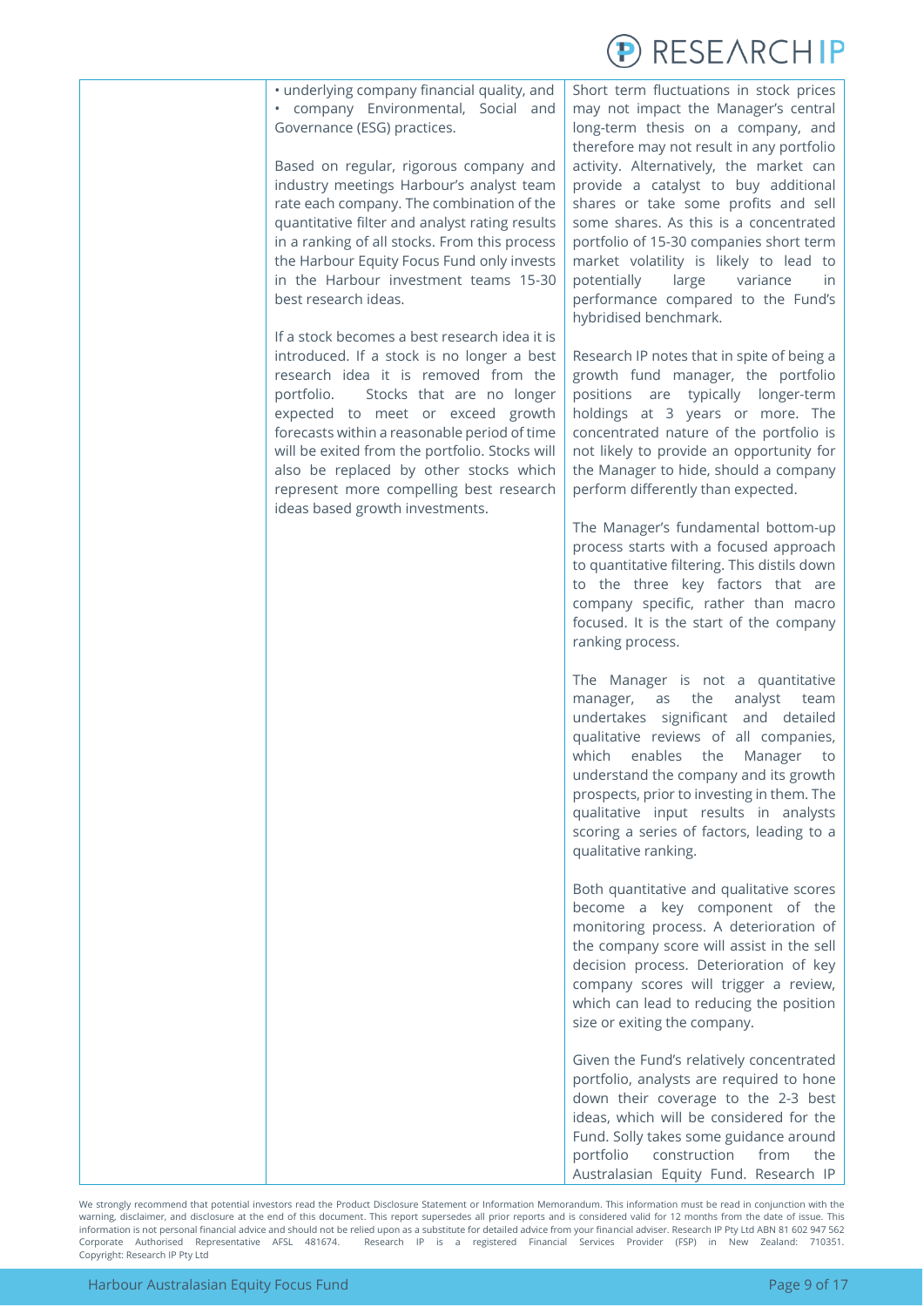- underlying company financial quality, and
- company Environmental, Social and Governance (ESG) practices.

Based on regular, rigorous company and industry meetings Harbour's analyst team rate each company. The combination of the quantitative filter and analyst rating results in a ranking of all stocks. From this process the Harbour Equity Focus Fund only invests in the Harbour investment teams 15-30 best research ideas.

If a stock becomes a best research idea it is introduced. If a stock is no longer a best research idea it is removed from the portfolio. Stocks that are no longer expected to meet or exceed growth forecasts within a reasonable period of time will be exited from the portfolio. Stocks will also be replaced by other stocks which represent more compelling best research ideas based growth investments.

Short term fluctuations in stock prices may not impact the Manager's central long-term thesis on a company, and therefore may not result in any portfolio activity. Alternatively, the market can provide a catalyst to buy additional shares or take some profits and sell some shares. As this is a concentrated portfolio of 15-30 companies short term market volatility is likely to lead to potentially large variance in performance compared to the Fund's hybridised benchmark.

Research IP notes that in spite of being a growth fund manager, the portfolio positions are typically longer-term holdings at 3 years or more. The concentrated nature of the portfolio is not likely to provide an opportunity for the Manager to hide, should a company perform differently than expected.

The Manager's fundamental bottom-up process starts with a focused approach to quantitative filtering. This distils down to the three key factors that are company specific, rather than macro focused. It is the start of the company ranking process.

The Manager is not a quantitative manager, as the analyst team undertakes significant and detailed qualitative reviews of all companies, which enables the Manager to understand the company and its growth prospects, prior to investing in them. The qualitative input results in analysts scoring a series of factors, leading to a qualitative ranking.

Both quantitative and qualitative scores become a key component of the monitoring process. A deterioration of the company score will assist in the sell decision process. Deterioration of key company scores will trigger a review, which can lead to reducing the position size or exiting the company.

Given the Fund's relatively concentrated portfolio, analysts are required to hone down their coverage to the 2-3 best ideas, which will be considered for the Fund. Solly takes some guidance around portfolio construction from the Australasian Equity Fund. Research IP

We strongly recommend that potential investors read the Product Disclosure Statement or Information Memorandum. This information must be read in conjunction with the warning, disclaimer, and disclosure at the end of this document. This report supersedes all prior reports and is considered valid for 12 months from the date of issue. This information is not personal financial advice and should not be relied upon as a substitute for detailed advice from your financial adviser. Research IP Pty Ltd ABN 81 602 947 562 Corporate Authorised Representative AFSL 481674. Research IP is a registered Financial Services Provider (FSP) in New Zealand: 710351. Copyright: Research IP Pty Ltd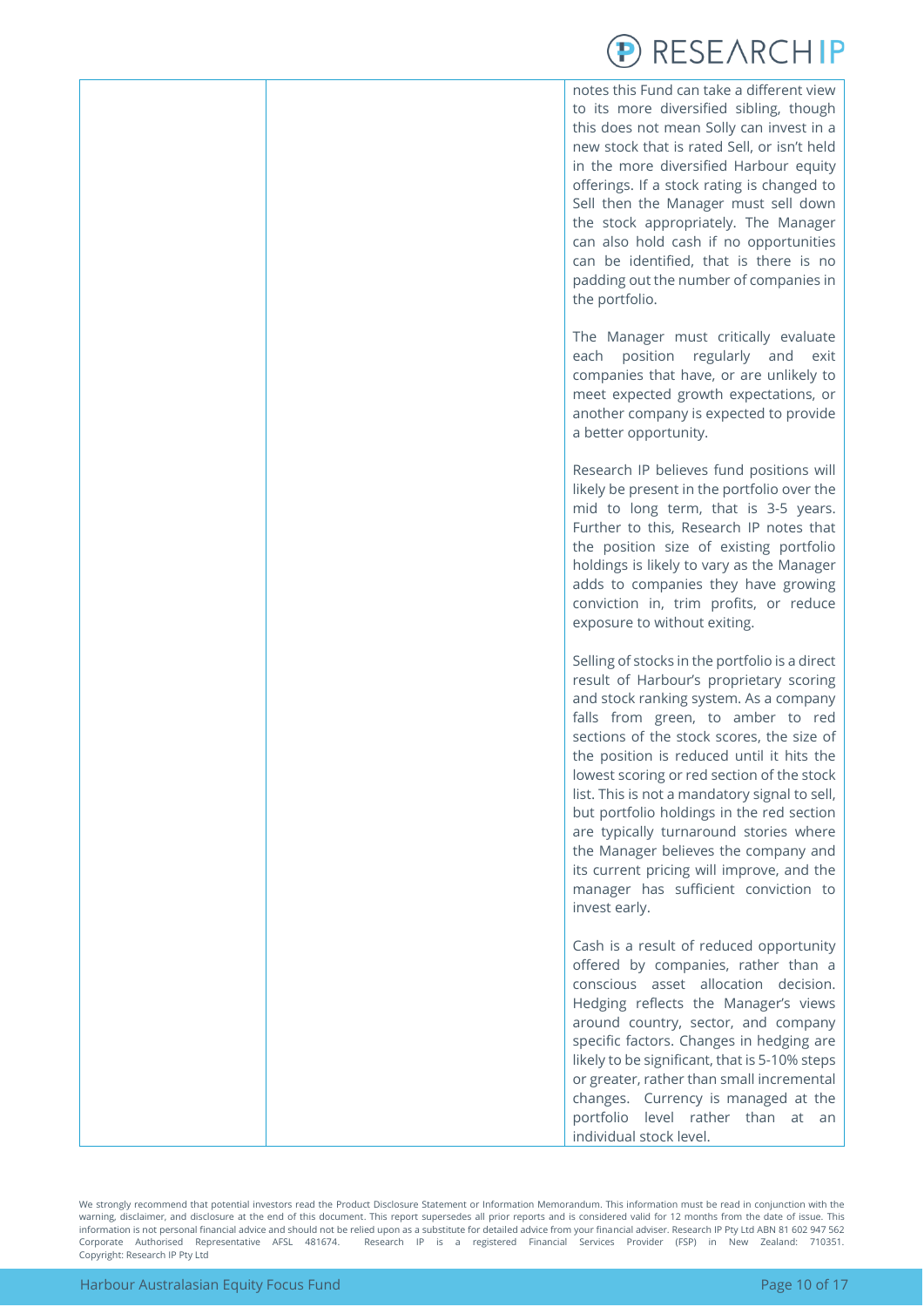| | | notes this Fund can take a different view to its more diversified sibling, though this does not mean Solly can invest in a new stock that is rated Sell, or isn't held in the more diversified Harbour equity offerings. If a stock rating is changed to Sell then the Manager must sell down the stock appropriately. The Manager can also hold cash if no opportunities can be identified, that is there is no padding out the number of companies in the portfolio.<br><br>The Manager must critically evaluate each position regularly and exit companies that have, or are unlikely to meet expected growth expectations, or another company is expected to provide a better opportunity.<br><br>Research IP believes fund positions will likely be present in the portfolio over the mid to long term, that is 3-5 years. Further to this, Research IP notes that the position size of existing portfolio holdings is likely to vary as the Manager adds to companies they have growing conviction in, trim profits, or reduce exposure to without exiting.<br><br>Selling of stocks in the portfolio is a direct result of Harbour's proprietary scoring and stock ranking system. As a company falls from green, to amber to red sections of the stock scores, the size of the position is reduced until it hits the lowest scoring or red section of the stock list. This is not a mandatory signal to sell, but portfolio holdings in the red section are typically turnaround stories where the Manager believes the company and its current pricing will improve, and the manager has sufficient conviction to invest early.<br><br>Cash is a result of reduced opportunity offered by companies, rather than a conscious asset allocation decision. Hedging reflects the Manager's views around country, sector, and company specific factors. Changes in hedging are likely to be significant, that is 5-10% steps or greater, rather than small incremental changes. Currency is managed at the portfolio level rather than at an individual stock level. |
|---|---|---|

We strongly recommend that potential investors read the Product Disclosure Statement or Information Memorandum. This information must be read in conjunction with the warning, disclaimer, and disclosure at the end of this document. This report supersedes all prior reports and is considered valid for 12 months from the date of issue. This information is not personal financial advice and should not be relied upon as a substitute for detailed advice from your financial adviser. Research IP Pty Ltd ABN 81 602 947 562 Corporate Authorised Representative AFSL 481674. Research IP is a registered Financial Services Provider (FSP) in New Zealand: 710351. Copyright: Research IP Pty Ltd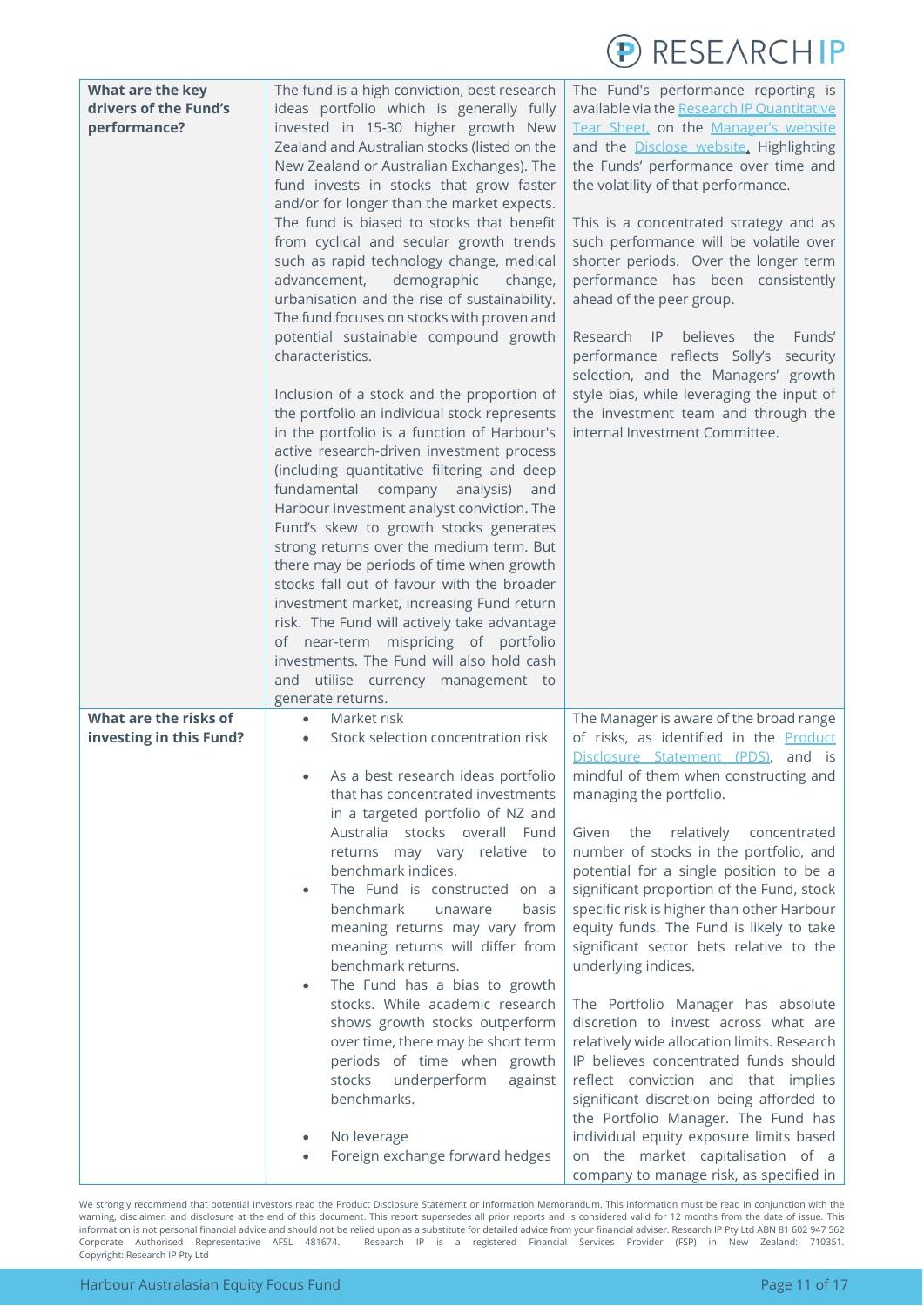| | | |
|---|---|---|
| **What are the key drivers of the Fund's performance?** | The fund is a high conviction, best research ideas portfolio which is generally fully invested in 15-30 higher growth New Zealand and Australian stocks (listed on the New Zealand or Australian Exchanges). The fund invests in stocks that grow faster and/or for longer than the market expects. The fund is biased to stocks that benefit from cyclical and secular growth trends such as rapid technology change, medical advancement, demographic change, urbanisation and the rise of sustainability. The fund focuses on stocks with proven and potential sustainable compound growth characteristics.<br><br>Inclusion of a stock and the proportion of the portfolio an individual stock represents in the portfolio is a function of Harbour's active research-driven investment process (including quantitative filtering and deep fundamental company analysis) and Harbour investment analyst conviction. The Fund's skew to growth stocks generates strong returns over the medium term. But there may be periods of time when growth stocks fall out of favour with the broader investment market, increasing Fund return risk. The Fund will actively take advantage of near-term mispricing of portfolio investments. The Fund will also hold cash and utilise currency management to generate returns. | The Fund's performance reporting is available via the Research IP Quantitative Tear Sheet, on the Manager's website and the Disclose website. Highlighting the Funds' performance over time and the volatility of that performance.<br><br>This is a concentrated strategy and as such performance will be volatile over shorter periods. Over the longer term performance has been consistently ahead of the peer group.<br><br>Research IP believes the Funds' performance reflects Solly's security selection, and the Managers' growth style bias, while leveraging the input of the investment team and through the internal Investment Committee. |
| **What are the risks of investing in this Fund?** | • Market risk<br>• Stock selection concentration risk<br><br>• As a best research ideas portfolio that has concentrated investments in a targeted portfolio of NZ and Australia stocks overall Fund returns may vary relative to benchmark indices.<br>• The Fund is constructed on a benchmark unaware basis meaning returns may vary from meaning returns will differ from benchmark returns.<br>• The Fund has a bias to growth stocks. While academic research shows growth stocks outperform over time, there may be short term periods of time when growth stocks underperform against benchmarks.<br><br>• No leverage<br>• Foreign exchange forward hedges | The Manager is aware of the broad range of risks, as identified in the Product Disclosure Statement (PDS), and is mindful of them when constructing and managing the portfolio.<br><br>Given the relatively concentrated number of stocks in the portfolio, and potential for a single position to be a significant proportion of the Fund, stock specific risk is higher than other Harbour equity funds. The Fund is likely to take significant sector bets relative to the underlying indices.<br><br>The Portfolio Manager has absolute discretion to invest across what are relatively wide allocation limits. Research IP believes concentrated funds should reflect conviction and that implies significant discretion being afforded to the Portfolio Manager. The Fund has individual equity exposure limits based on the market capitalisation of a company to manage risk, as specified in |

We strongly recommend that potential investors read the Product Disclosure Statement or Information Memorandum. This information must be read in conjunction with the warning, disclaimer, and disclosure at the end of this document. This report supersedes all prior reports and is considered valid for 12 months from the date of issue. This information is not personal financial advice and should not be relied upon as a substitute for detailed advice from your financial adviser. Research IP Pty Ltd ABN 81 602 947 562 Corporate Authorised Representative AFSL 481674. Research IP is a registered Financial Services Provider (FSP) in New Zealand: 710351. Copyright: Research IP Pty Ltd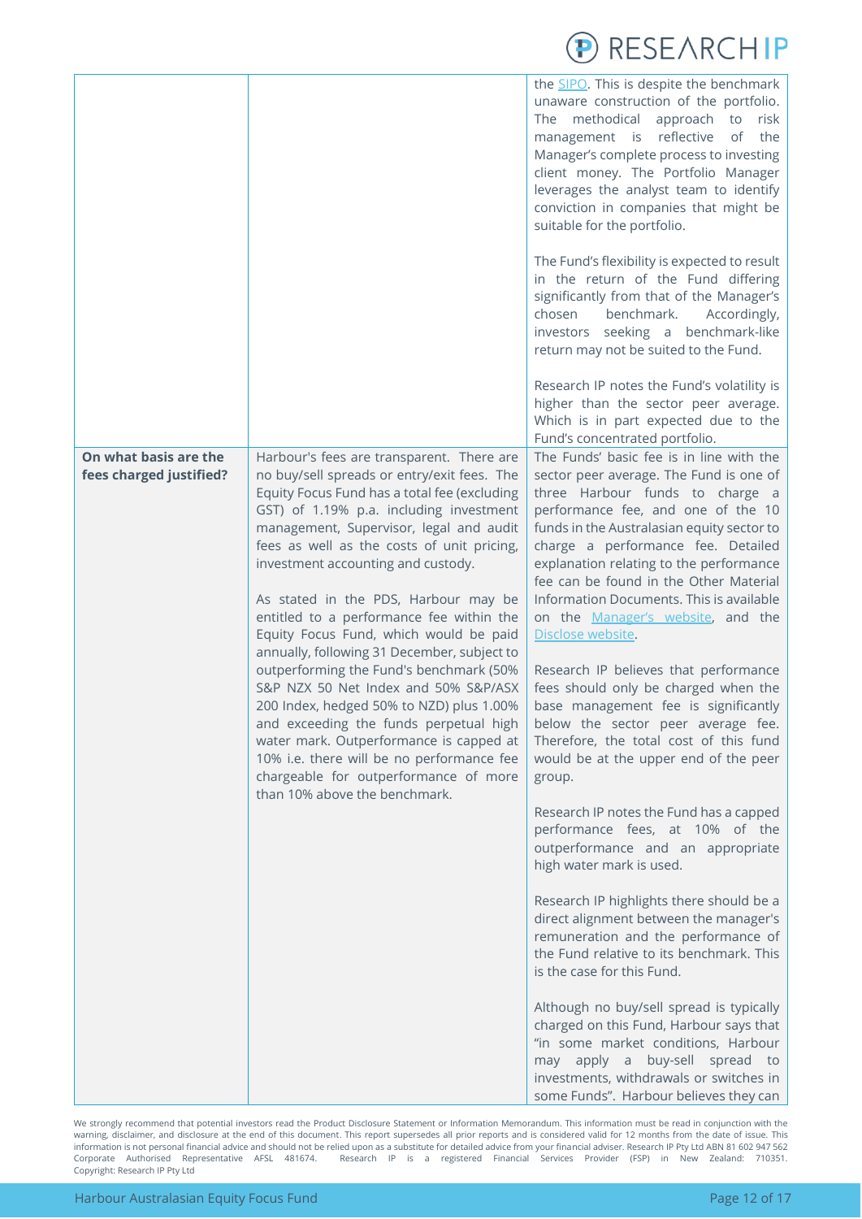| | | |
|---|---|---|
| | | the SIPO. This is despite the benchmark unaware construction of the portfolio. The methodical approach to risk management is reflective of the Manager's complete process to investing client money. The Portfolio Manager leverages the analyst team to identify conviction in companies that might be suitable for the portfolio.<br><br>The Fund's flexibility is expected to result in the return of the Fund differing significantly from that of the Manager's chosen benchmark. Accordingly, investors seeking a benchmark-like return may not be suited to the Fund.<br><br>Research IP notes the Fund's volatility is higher than the sector peer average. Which is in part expected due to the Fund's concentrated portfolio. |
| **On what basis are the fees charged justified?** | Harbour's fees are transparent. There are no buy/sell spreads or entry/exit fees. The Equity Focus Fund has a total fee (excluding GST) of 1.19% p.a. including investment management, Supervisor, legal and audit fees as well as the costs of unit pricing, investment accounting and custody.<br><br>As stated in the PDS, Harbour may be entitled to a performance fee within the Equity Focus Fund, which would be paid annually, following 31 December, subject to outperforming the Fund's benchmark (50% S&P NZX 50 Net Index and 50% S&P/ASX 200 Index, hedged 50% to NZD) plus 1.00% and exceeding the funds perpetual high water mark. Outperformance is capped at 10% i.e. there will be no performance fee chargeable for outperformance of more than 10% above the benchmark. | The Funds' basic fee is in line with the sector peer average. The Fund is one of three Harbour funds to charge a performance fee, and one of the 10 funds in the Australasian equity sector to charge a performance fee. Detailed explanation relating to the performance fee can be found in the Other Material Information Documents. This is available on the Manager's website, and the Disclose website.<br><br>Research IP believes that performance fees should only be charged when the base management fee is significantly below the sector peer average fee. Therefore, the total cost of this fund would be at the upper end of the peer group.<br><br>Research IP notes the Fund has a capped performance fees, at 10% of the outperformance and an appropriate high water mark is used.<br><br>Research IP highlights there should be a direct alignment between the manager's remuneration and the performance of the Fund relative to its benchmark. This is the case for this Fund.<br><br>Although no buy/sell spread is typically charged on this Fund, Harbour says that "in some market conditions, Harbour may apply a buy-sell spread to investments, withdrawals or switches in some Funds". Harbour believes they can |

We strongly recommend that potential investors read the Product Disclosure Statement or Information Memorandum. This information must be read in conjunction with the warning, disclaimer, and disclosure at the end of this document. This report supersedes all prior reports and is considered valid for 12 months from the date of issue. This information is not personal financial advice and should not be relied upon as a substitute for detailed advice from your financial adviser. Research IP Pty Ltd ABN 81 602 947 562 Corporate Authorised Representative AFSL 481674. Research IP is a registered Financial Services Provider (FSP) in New Zealand: 710351. Copyright: Research IP Pty Ltd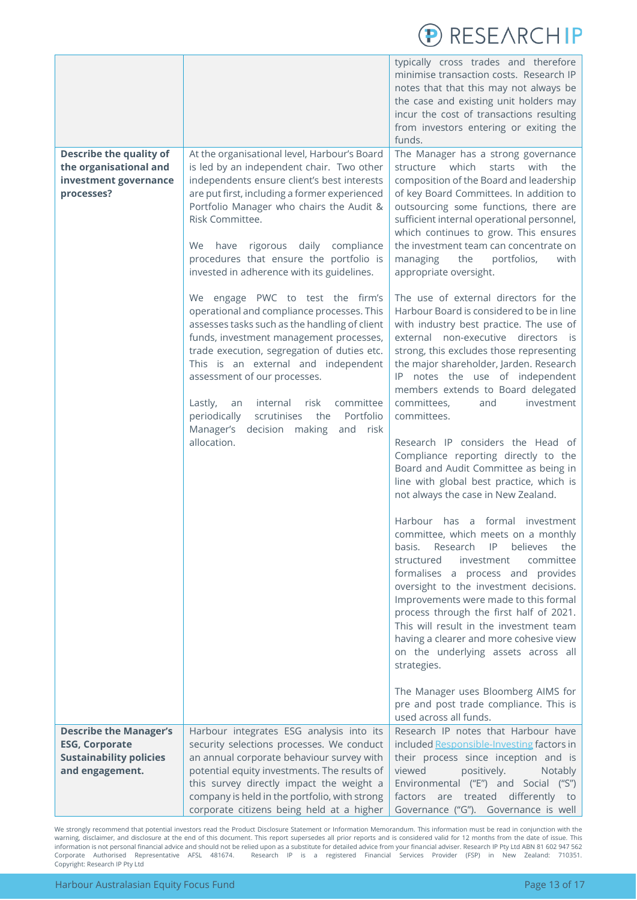| | | |
|---|---|---|
| | | typically cross trades and therefore minimise transaction costs. Research IP notes that that this may not always be the case and existing unit holders may incur the cost of transactions resulting from investors entering or exiting the funds. |
| **Describe the quality of the organisational and investment governance processes?** | At the organisational level, Harbour's Board is led by an independent chair. Two other independents ensure client's best interests are put first, including a former experienced Portfolio Manager who chairs the Audit & Risk Committee.<br><br>We have rigorous daily compliance procedures that ensure the portfolio is invested in adherence with its guidelines.<br><br>We engage PWC to test the firm's operational and compliance processes. This assesses tasks such as the handling of client funds, investment management processes, trade execution, segregation of duties etc. This is an external and independent assessment of our processes.<br><br>Lastly, an internal risk committee periodically scrutinises the Portfolio Manager's decision making and risk allocation. | The Manager has a strong governance structure which starts with the composition of the Board and leadership of key Board Committees. In addition to outsourcing some functions, there are sufficient internal operational personnel, which continues to grow. This ensures the investment team can concentrate on managing the portfolios, with appropriate oversight.<br><br>The use of external directors for the Harbour Board is considered to be in line with industry best practice. The use of external non-executive directors is strong, this excludes those representing the major shareholder, Jarden. Research IP notes the use of independent members extends to Board delegated committees, and investment committees.<br><br>Research IP considers the Head of Compliance reporting directly to the Board and Audit Committee as being in line with global best practice, which is not always the case in New Zealand.<br><br>Harbour has a formal investment committee, which meets on a monthly basis. Research IP believes the structured investment committee formalises a process and provides oversight to the investment decisions. Improvements were made to this formal process through the first half of 2021. This will result in the investment team having a clearer and more cohesive view on the underlying assets across all strategies.<br><br>The Manager uses Bloomberg AIMS for pre and post trade compliance. This is used across all funds. |
| **Describe the Manager's ESG, Corporate Sustainability policies and engagement.** | Harbour integrates ESG analysis into its security selections processes. We conduct an annual corporate behaviour survey with potential equity investments. The results of this survey directly impact the weight a company is held in the portfolio, with strong corporate citizens being held at a higher | Research IP notes that Harbour have included Responsible-Investing factors in their process since inception and is viewed positively. Notably Environmental ("E") and Social ("S") factors are treated differently to Governance ("G"). Governance is well |

We strongly recommend that potential investors read the Product Disclosure Statement or Information Memorandum. This information must be read in conjunction with the warning, disclaimer, and disclosure at the end of this document. This report supersedes all prior reports and is considered valid for 12 months from the date of issue. This information is not personal financial advice and should not be relied upon as a substitute for detailed advice from your financial adviser. Research IP Pty Ltd ABN 81 602 947 562 Corporate Authorised Representative AFSL 481674. Research IP is a registered Financial Services Provider (FSP) in New Zealand: 710351. Copyright: Research IP Pty Ltd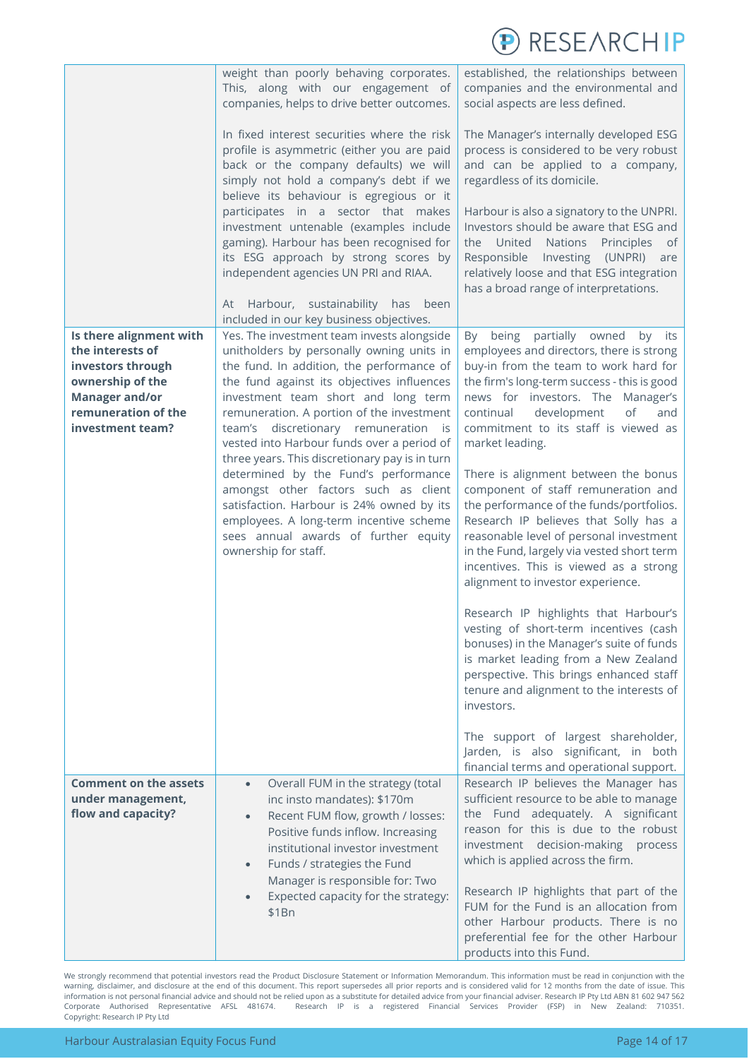| | | |
|---|---|---|
| | weight than poorly behaving corporates. This, along with our engagement of companies, helps to drive better outcomes.<br><br>In fixed interest securities where the risk profile is asymmetric (either you are paid back or the company defaults) we will simply not hold a company's debt if we believe its behaviour is egregious or it participates in a sector that makes investment untenable (examples include gaming). Harbour has been recognised for its ESG approach by strong scores by independent agencies UN PRI and RIAA.<br><br>At Harbour, sustainability has been included in our key business objectives. | established, the relationships between companies and the environmental and social aspects are less defined.<br><br>The Manager's internally developed ESG process is considered to be very robust and can be applied to a company, regardless of its domicile.<br><br>Harbour is also a signatory to the UNPRI. Investors should be aware that ESG and the United Nations Principles of Responsible Investing (UNPRI) are relatively loose and that ESG integration has a broad range of interpretations. |
| **Is there alignment with the interests of investors through ownership of the Manager and/or remuneration of the investment team?** | Yes. The investment team invests alongside unitholders by personally owning units in the fund. In addition, the performance of the fund against its objectives influences investment team short and long term remuneration. A portion of the investment team's discretionary remuneration is vested into Harbour funds over a period of three years. This discretionary pay is in turn determined by the Fund's performance amongst other factors such as client satisfaction. Harbour is 24% owned by its employees. A long-term incentive scheme sees annual awards of further equity ownership for staff. | By being partially owned by its employees and directors, there is strong buy-in from the team to work hard for the firm's long-term success - this is good news for investors. The Manager's continual development of and commitment to its staff is viewed as market leading.<br><br>There is alignment between the bonus component of staff remuneration and the performance of the funds/portfolios. Research IP believes that Solly has a reasonable level of personal investment in the Fund, largely via vested short term incentives. This is viewed as a strong alignment to investor experience.<br><br>Research IP highlights that Harbour's vesting of short-term incentives (cash bonuses) in the Manager's suite of funds is market leading from a New Zealand perspective. This brings enhanced staff tenure and alignment to the interests of investors.<br><br>The support of largest shareholder, Jarden, is also significant, in both financial terms and operational support. |
| **Comment on the assets under management, flow and capacity?** | • Overall FUM in the strategy (total inc insto mandates): $170m<br>• Recent FUM flow, growth / losses: Positive funds inflow. Increasing institutional investor investment<br>• Funds / strategies the Fund Manager is responsible for: Two<br>• Expected capacity for the strategy: $1Bn | Research IP believes the Manager has sufficient resource to be able to manage the Fund adequately. A significant reason for this is due to the robust investment decision-making process which is applied across the firm.<br><br>Research IP highlights that part of the FUM for the Fund is an allocation from other Harbour products. There is no preferential fee for the other Harbour products into this Fund. |

We strongly recommend that potential investors read the Product Disclosure Statement or Information Memorandum. This information must be read in conjunction with the warning, disclaimer, and disclosure at the end of this document. This report supersedes all prior reports and is considered valid for 12 months from the date of issue. This information is not personal financial advice and should not be relied upon as a substitute for detailed advice from your financial adviser. Research IP Pty Ltd ABN 81 602 947 562 Corporate Authorised Representative AFSL 481674. Research IP is a registered Financial Services Provider (FSP) in New Zealand: 710351. Copyright: Research IP Pty Ltd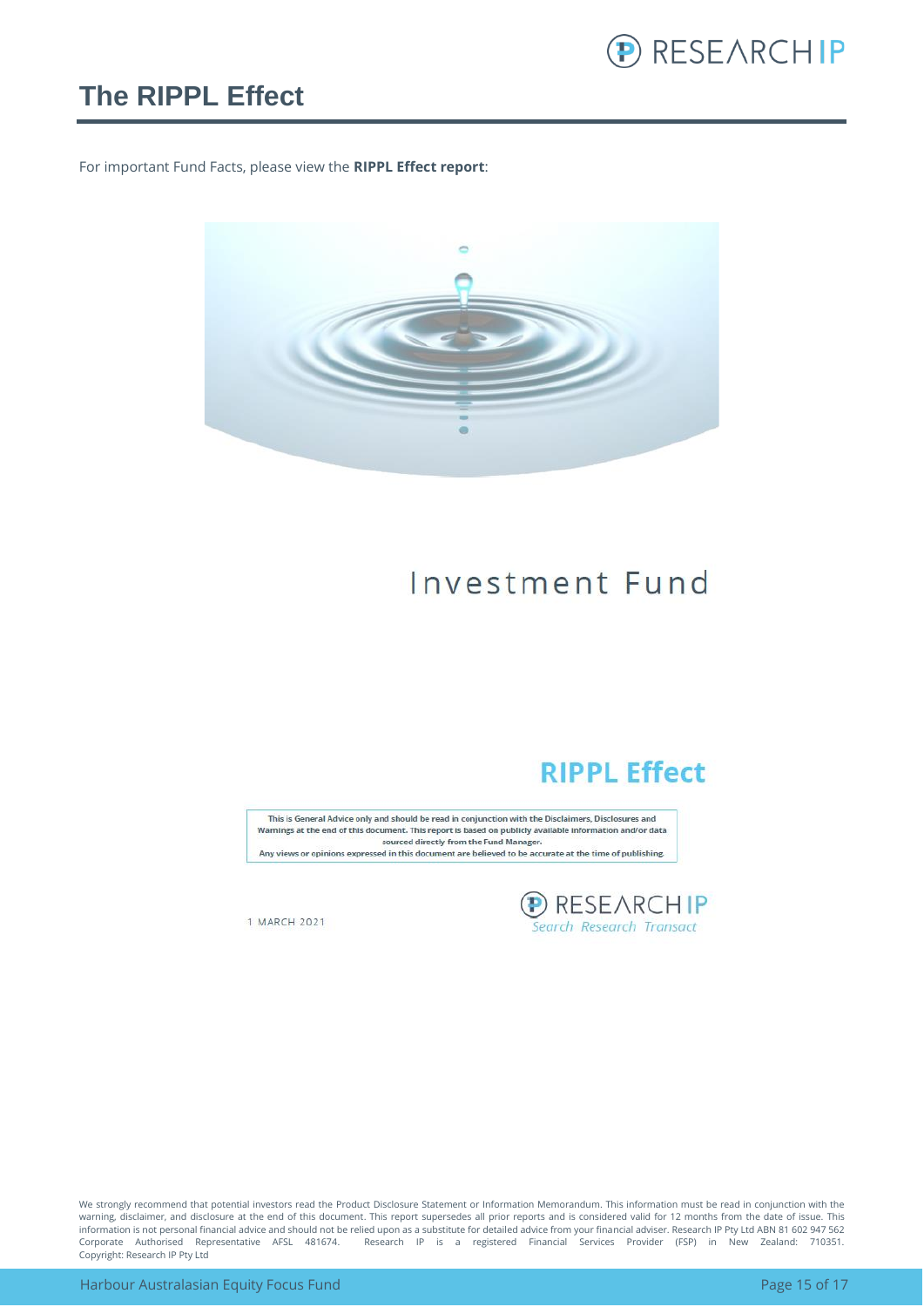# The RIPPL Effect

For important Fund Facts, please view the **RIPPL Effect report**:

Investment Fund

**RIPPL Effect**

This is General Advice only and should be read in conjunction with the Disclaimers, Disclosures and Warnings at the end of this document. This report is based on publicly available information and/or data sourced directly from the Fund Manager.
Any views or opinions expressed in this document are believed to be accurate at the time of publishing.

1 MARCH 2021

RESEARCH IP
*Search Research Transact*

We strongly recommend that potential investors read the Product Disclosure Statement or Information Memorandum. This information must be read in conjunction with the warning, disclaimer, and disclosure at the end of this document. This report supersedes all prior reports and is considered valid for 12 months from the date of issue. This information is not personal financial advice and should not be relied upon as a substitute for detailed advice from your financial adviser. Research IP Pty Ltd ABN 81 602 947 562 Corporate Authorised Representative AFSL 481674. Research IP is a registered Financial Services Provider (FSP) in New Zealand: 710351. Copyright: Research IP Pty Ltd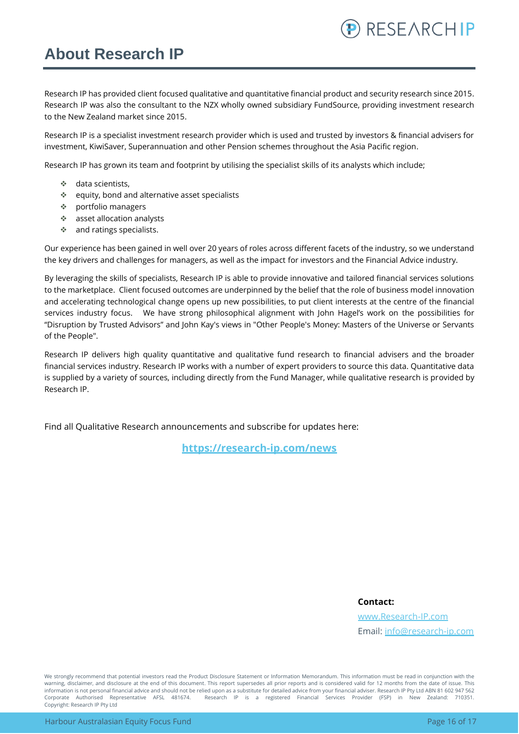# About Research IP

Research IP has provided client focused qualitative and quantitative financial product and security research since 2015. Research IP was also the consultant to the NZX wholly owned subsidiary FundSource, providing investment research to the New Zealand market since 2015.

Research IP is a specialist investment research provider which is used and trusted by investors & financial advisers for investment, KiwiSaver, Superannuation and other Pension schemes throughout the Asia Pacific region.

Research IP has grown its team and footprint by utilising the specialist skills of its analysts which include;

- data scientists,
- equity, bond and alternative asset specialists
- portfolio managers
- asset allocation analysts
- and ratings specialists.

Our experience has been gained in well over 20 years of roles across different facets of the industry, so we understand the key drivers and challenges for managers, as well as the impact for investors and the Financial Advice industry.

By leveraging the skills of specialists, Research IP is able to provide innovative and tailored financial services solutions to the marketplace. Client focused outcomes are underpinned by the belief that the role of business model innovation and accelerating technological change opens up new possibilities, to put client interests at the centre of the financial services industry focus. We have strong philosophical alignment with John Hagel's work on the possibilities for "Disruption by Trusted Advisors" and John Kay's views in "Other People's Money: Masters of the Universe or Servants of the People".

Research IP delivers high quality quantitative and qualitative fund research to financial advisers and the broader financial services industry. Research IP works with a number of expert providers to source this data. Quantitative data is supplied by a variety of sources, including directly from the Fund Manager, while qualitative research is provided by Research IP.

Find all Qualitative Research announcements and subscribe for updates here:

**[https://research-ip.com/news](https://research-ip.com/news)**

**Contact:**

[www.Research-IP.com](www.Research-IP.com)

Email: [info@research-ip.com](mailto:info@research-ip.com)

We strongly recommend that potential investors read the Product Disclosure Statement or Information Memorandum. This information must be read in conjunction with the warning, disclaimer, and disclosure at the end of this document. This report supersedes all prior reports and is considered valid for 12 months from the date of issue. This information is not personal financial advice and should not be relied upon as a substitute for detailed advice from your financial adviser. Research IP Pty Ltd ABN 81 602 947 562 Corporate Authorised Representative AFSL 481674. Research IP is a registered Financial Services Provider (FSP) in New Zealand: 710351. Copyright: Research IP Pty Ltd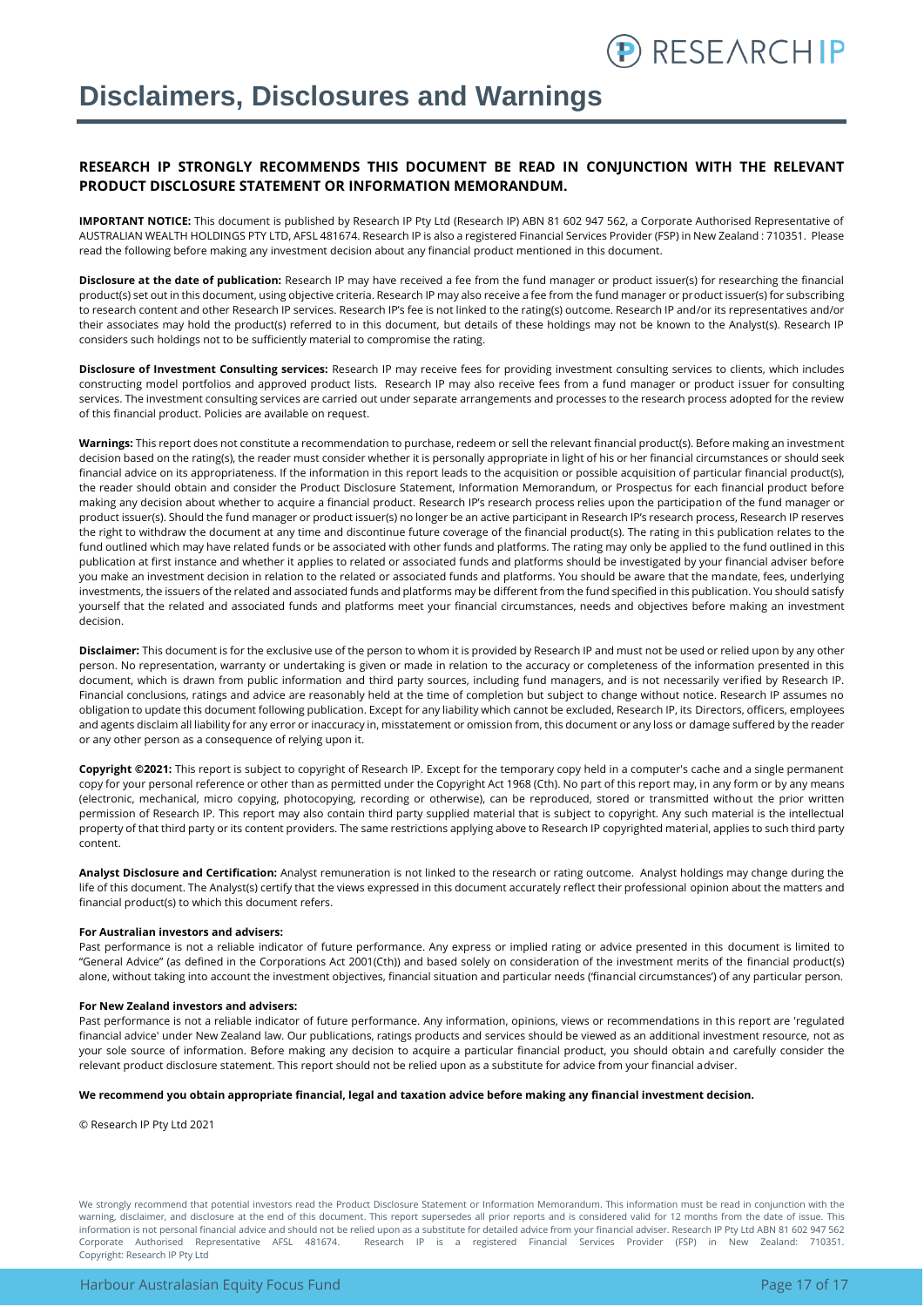# Disclaimers, Disclosures and Warnings

**RESEARCH IP STRONGLY RECOMMENDS THIS DOCUMENT BE READ IN CONJUNCTION WITH THE RELEVANT PRODUCT DISCLOSURE STATEMENT OR INFORMATION MEMORANDUM.**

**IMPORTANT NOTICE:** This document is published by Research IP Pty Ltd (Research IP) ABN 81 602 947 562, a Corporate Authorised Representative of AUSTRALIAN WEALTH HOLDINGS PTY LTD, AFSL 481674. Research IP is also a registered Financial Services Provider (FSP) in New Zealand : 710351. Please read the following before making any investment decision about any financial product mentioned in this document.

**Disclosure at the date of publication:** Research IP may have received a fee from the fund manager or product issuer(s) for researching the financial product(s) set out in this document, using objective criteria. Research IP may also receive a fee from the fund manager or product issuer(s) for subscribing to research content and other Research IP services. Research IP's fee is not linked to the rating(s) outcome. Research IP and/or its representatives and/or their associates may hold the product(s) referred to in this document, but details of these holdings may not be known to the Analyst(s). Research IP considers such holdings not to be sufficiently material to compromise the rating.

**Disclosure of Investment Consulting services:** Research IP may receive fees for providing investment consulting services to clients, which includes constructing model portfolios and approved product lists. Research IP may also receive fees from a fund manager or product issuer for consulting services. The investment consulting services are carried out under separate arrangements and processes to the research process adopted for the review of this financial product. Policies are available on request.

**Warnings:** This report does not constitute a recommendation to purchase, redeem or sell the relevant financial product(s). Before making an investment decision based on the rating(s), the reader must consider whether it is personally appropriate in light of his or her financial circumstances or should seek financial advice on its appropriateness. If the information in this report leads to the acquisition or possible acquisition of particular financial product(s), the reader should obtain and consider the Product Disclosure Statement, Information Memorandum, or Prospectus for each financial product before making any decision about whether to acquire a financial product. Research IP's research process relies upon the participation of the fund manager or product issuer(s). Should the fund manager or product issuer(s) no longer be an active participant in Research IP's research process, Research IP reserves the right to withdraw the document at any time and discontinue future coverage of the financial product(s). The rating in this publication relates to the fund outlined which may have related funds or be associated with other funds and platforms. The rating may only be applied to the fund outlined in this publication at first instance and whether it applies to related or associated funds and platforms should be investigated by your financial adviser before you make an investment decision in relation to the related or associated funds and platforms. You should be aware that the mandate, fees, underlying investments, the issuers of the related and associated funds and platforms may be different from the fund specified in this publication. You should satisfy yourself that the related and associated funds and platforms meet your financial circumstances, needs and objectives before making an investment decision.

**Disclaimer:** This document is for the exclusive use of the person to whom it is provided by Research IP and must not be used or relied upon by any other person. No representation, warranty or undertaking is given or made in relation to the accuracy or completeness of the information presented in this document, which is drawn from public information and third party sources, including fund managers, and is not necessarily verified by Research IP. Financial conclusions, ratings and advice are reasonably held at the time of completion but subject to change without notice. Research IP assumes no obligation to update this document following publication. Except for any liability which cannot be excluded, Research IP, its Directors, officers, employees and agents disclaim all liability for any error or inaccuracy in, misstatement or omission from, this document or any loss or damage suffered by the reader or any other person as a consequence of relying upon it.

**Copyright ©2021:** This report is subject to copyright of Research IP. Except for the temporary copy held in a computer's cache and a single permanent copy for your personal reference or other than as permitted under the Copyright Act 1968 (Cth). No part of this report may, in any form or by any means (electronic, mechanical, micro copying, photocopying, recording or otherwise), can be reproduced, stored or transmitted without the prior written permission of Research IP. This report may also contain third party supplied material that is subject to copyright. Any such material is the intellectual property of that third party or its content providers. The same restrictions applying above to Research IP copyrighted material, applies to such third party content.

**Analyst Disclosure and Certification:** Analyst remuneration is not linked to the research or rating outcome. Analyst holdings may change during the life of this document. The Analyst(s) certify that the views expressed in this document accurately reflect their professional opinion about the matters and financial product(s) to which this document refers.

**For Australian investors and advisers:**
Past performance is not a reliable indicator of future performance. Any express or implied rating or advice presented in this document is limited to "General Advice" (as defined in the Corporations Act 2001(Cth)) and based solely on consideration of the investment merits of the financial product(s) alone, without taking into account the investment objectives, financial situation and particular needs ('financial circumstances') of any particular person.

**For New Zealand investors and advisers:**
Past performance is not a reliable indicator of future performance. Any information, opinions, views or recommendations in this report are 'regulated financial advice' under New Zealand law. Our publications, ratings products and services should be viewed as an additional investment resource, not as your sole source of information. Before making any decision to acquire a particular financial product, you should obtain and carefully consider the relevant product disclosure statement. This report should not be relied upon as a substitute for advice from your financial adviser.

**We recommend you obtain appropriate financial, legal and taxation advice before making any financial investment decision.**

© Research IP Pty Ltd 2021

We strongly recommend that potential investors read the Product Disclosure Statement or Information Memorandum. This information must be read in conjunction with the warning, disclaimer, and disclosure at the end of this document. This report supersedes all prior reports and is considered valid for 12 months from the date of issue. This information is not personal financial advice and should not be relied upon as a substitute for detailed advice from your financial adviser. Research IP Pty Ltd ABN 81 602 947 562 Corporate Authorised Representative AFSL 481674. Research IP is a registered Financial Services Provider (FSP) in New Zealand: 710351. Copyright: Research IP Pty Ltd